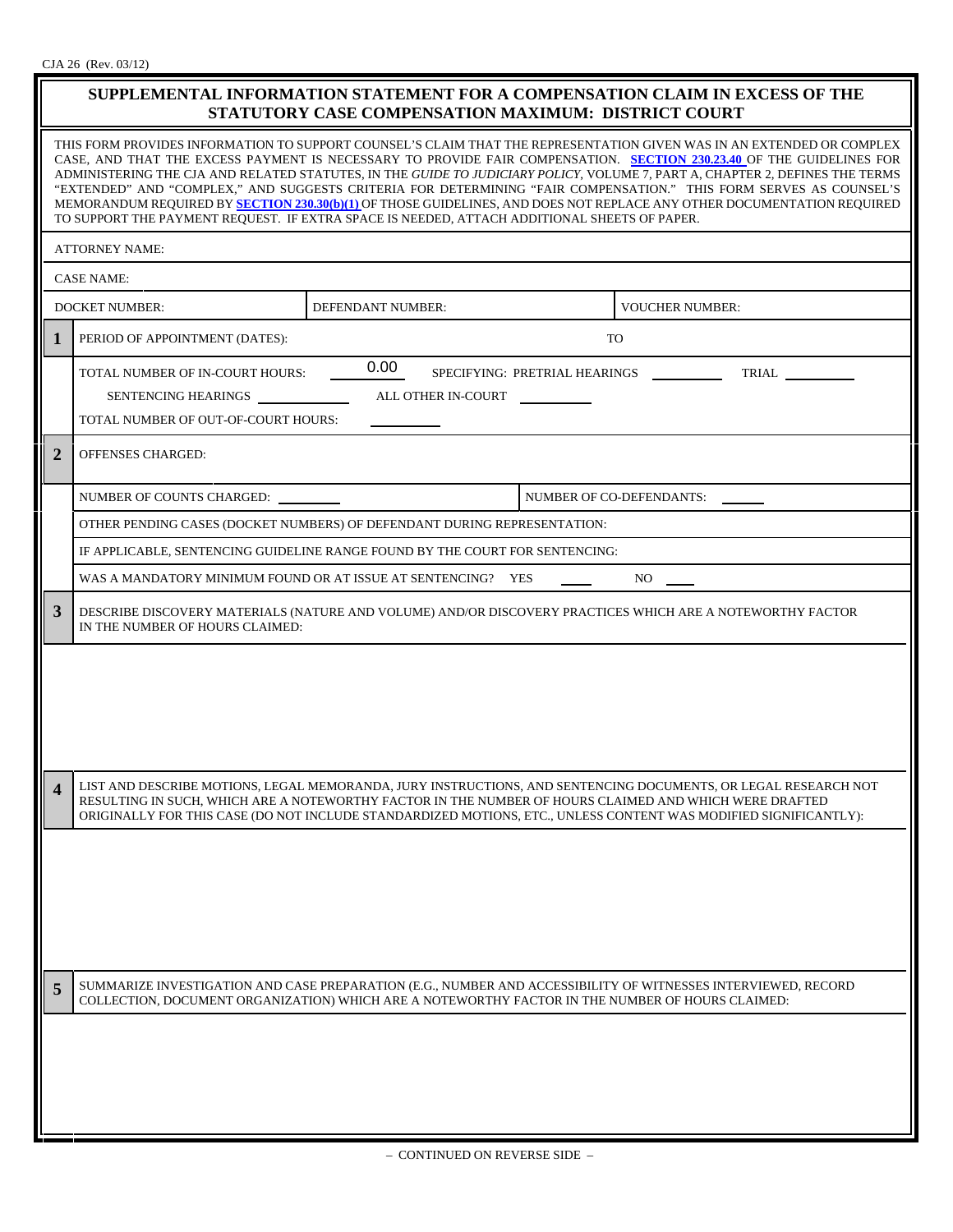CJA 26 (Rev. 03/12)

# SUPPLEMENTAL INFORMATION STATEMENT FOR A COMPENSATION CLAIM IN EXCESS OF THE STATUTORY CASE COMPENSATION MAXIMUM: DISTRICT COURT

THIS FORM PROVIDES INFORMATION TO SUPPORT COUNSEL'S CLAIM THAT THE REPRESENTATION GIVEN WAS IN AN EXTENDED OR COMPLEX CASE, AND THAT THE EXCESS PAYMENT IS NECESSARY TO PROVIDE FAIR COMPENSATION. **SECTION 230.23.40** OF THE GUIDELINES FOR ADMINISTERING THE CJA AND RELATED STATUTES, IN THE *GUIDE TO JUDICIARY POLICY*, VOLUME 7, PART A, CHAPTER 2, DEFINES THE TERMS "EXTENDED" AND "COMPLEX," AND SUGGESTS CRITERIA FOR DETERMINING "FAIR COMPENSATION." THIS FORM SERVES AS COUNSEL'S MEMORANDUM REQUIRED BY **SECTION 230.30(b)(1)** OF THOSE GUIDELINES, AND DOES NOT REPLACE ANY OTHER DOCUMENTATION REQUIRED TO SUPPORT THE PAYMENT REQUEST. IF EXTRA SPACE IS NEEDED, ATTACH ADDITIONAL SHEETS OF PAPER.

ATTORNEY NAME:

CASE NAME:

| DOCKET NUMBER: | DEFENDANT NUMBER: | VOUCHER NUMBER: |
|---|---|---|

**1** PERIOD OF APPOINTMENT (DATES): ____________ TO ____________

TOTAL NUMBER OF IN-COURT HOURS: 0.00 SPECIFYING: PRETRIAL HEARINGS ______ TRIAL ______

SENTENCING HEARINGS ______ ALL OTHER IN-COURT ______

TOTAL NUMBER OF OUT-OF-COURT HOURS: ______

**2** OFFENSES CHARGED:

NUMBER OF COUNTS CHARGED: ______ NUMBER OF CO-DEFENDANTS: ______

OTHER PENDING CASES (DOCKET NUMBERS) OF DEFENDANT DURING REPRESENTATION:

IF APPLICABLE, SENTENCING GUIDELINE RANGE FOUND BY THE COURT FOR SENTENCING:

WAS A MANDATORY MINIMUM FOUND OR AT ISSUE AT SENTENCING? YES ____ NO ____

**3** DESCRIBE DISCOVERY MATERIALS (NATURE AND VOLUME) AND/OR DISCOVERY PRACTICES WHICH ARE A NOTEWORTHY FACTOR IN THE NUMBER OF HOURS CLAIMED:

**4** LIST AND DESCRIBE MOTIONS, LEGAL MEMORANDA, JURY INSTRUCTIONS, AND SENTENCING DOCUMENTS, OR LEGAL RESEARCH NOT RESULTING IN SUCH, WHICH ARE A NOTEWORTHY FACTOR IN THE NUMBER OF HOURS CLAIMED AND WHICH WERE DRAFTED ORIGINALLY FOR THIS CASE (DO NOT INCLUDE STANDARDIZED MOTIONS, ETC., UNLESS CONTENT WAS MODIFIED SIGNIFICANTLY):

**5** SUMMARIZE INVESTIGATION AND CASE PREPARATION (E.G., NUMBER AND ACCESSIBILITY OF WITNESSES INTERVIEWED, RECORD COLLECTION, DOCUMENT ORGANIZATION) WHICH ARE A NOTEWORTHY FACTOR IN THE NUMBER OF HOURS CLAIMED:

– CONTINUED ON REVERSE SIDE –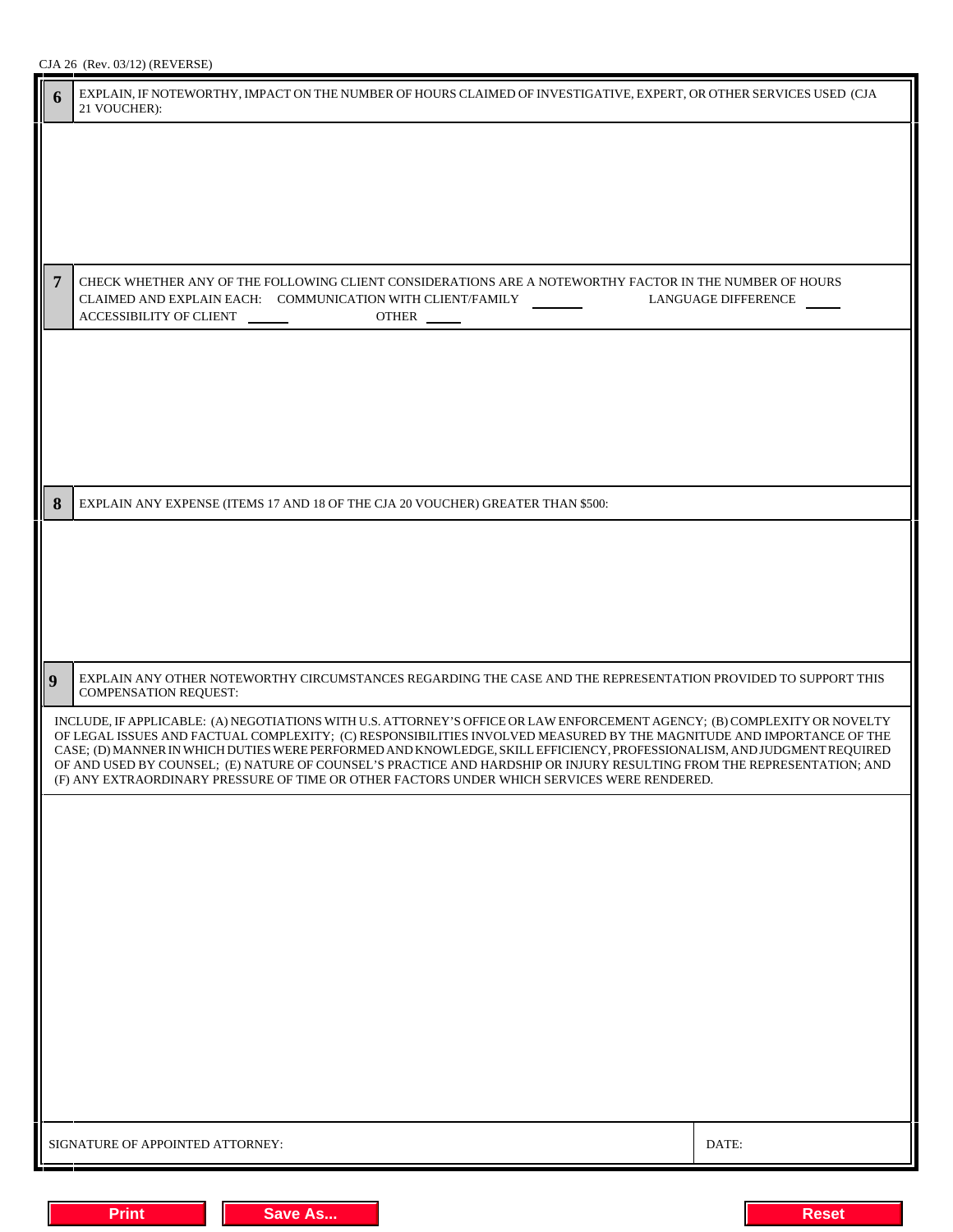CJA 26 (Rev. 03/12) (REVERSE)

**6** EXPLAIN, IF NOTEWORTHY, IMPACT ON THE NUMBER OF HOURS CLAIMED OF INVESTIGATIVE, EXPERT, OR OTHER SERVICES USED (CJA 21 VOUCHER):

**7** CHECK WHETHER ANY OF THE FOLLOWING CLIENT CONSIDERATIONS ARE A NOTEWORTHY FACTOR IN THE NUMBER OF HOURS CLAIMED AND EXPLAIN EACH: COMMUNICATION WITH CLIENT/FAMILY \_\_\_\_\_\_ LANGUAGE DIFFERENCE \_\_\_\_ ACCESSIBILITY OF CLIENT \_\_\_\_\_ OTHER \_\_\_\_

**8** EXPLAIN ANY EXPENSE (ITEMS 17 AND 18 OF THE CJA 20 VOUCHER) GREATER THAN $500:

**9** EXPLAIN ANY OTHER NOTEWORTHY CIRCUMSTANCES REGARDING THE CASE AND THE REPRESENTATION PROVIDED TO SUPPORT THIS COMPENSATION REQUEST:

INCLUDE, IF APPLICABLE: (A) NEGOTIATIONS WITH U.S. ATTORNEY'S OFFICE OR LAW ENFORCEMENT AGENCY; (B) COMPLEXITY OR NOVELTY OF LEGAL ISSUES AND FACTUAL COMPLEXITY; (C) RESPONSIBILITIES INVOLVED MEASURED BY THE MAGNITUDE AND IMPORTANCE OF THE CASE; (D) MANNER IN WHICH DUTIES WERE PERFORMED AND KNOWLEDGE, SKILL EFFICIENCY, PROFESSIONALISM, AND JUDGMENT REQUIRED OF AND USED BY COUNSEL; (E) NATURE OF COUNSEL'S PRACTICE AND HARDSHIP OR INJURY RESULTING FROM THE REPRESENTATION; AND (F) ANY EXTRAORDINARY PRESSURE OF TIME OR OTHER FACTORS UNDER WHICH SERVICES WERE RENDERED.

| SIGNATURE OF APPOINTED ATTORNEY: | DATE: |
|---|---|

Print | Save As... | Reset